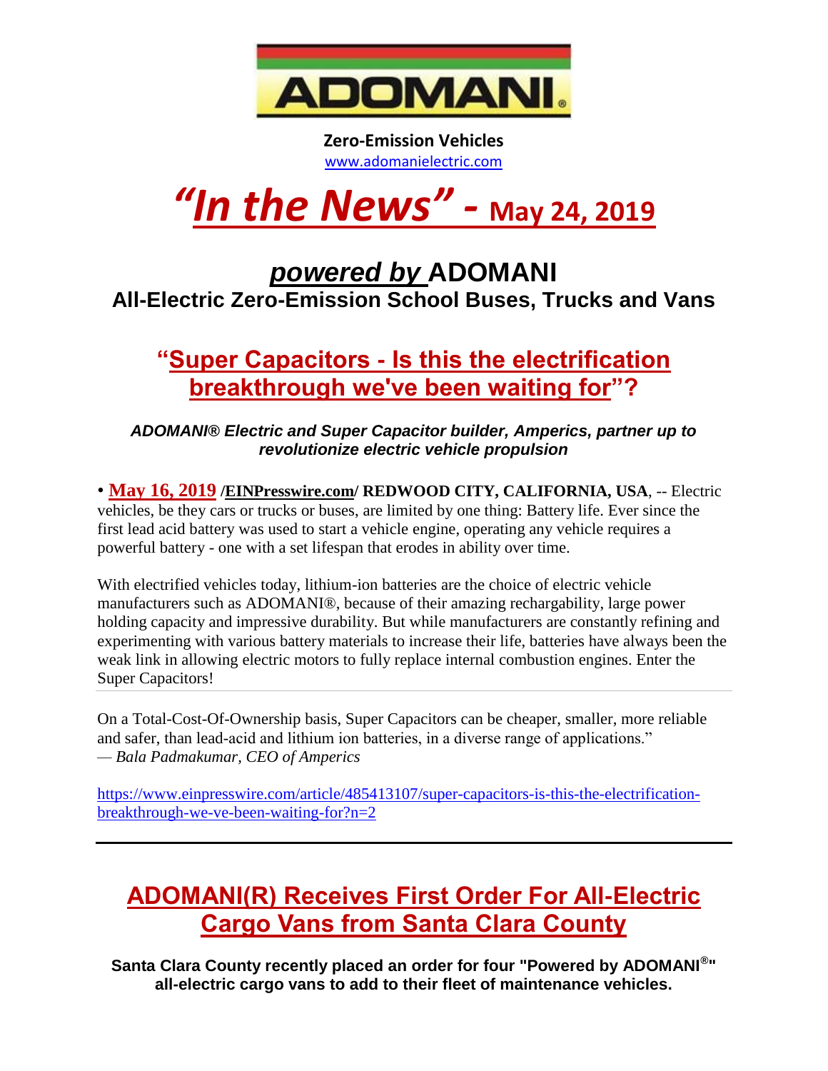ADOMANI®

**Zero-Emission Vehicles**
www.adomanielectric.com

# *"In the News"* - May 24, 2019

## *powered by* ADOMANI
**All-Electric Zero-Emission School Buses, Trucks and Vans**

## "Super Capacitors - Is this the electrification breakthrough we've been waiting for"?

***ADOMANI® Electric and Super Capacitor builder, Amperics, partner up to revolutionize electric vehicle propulsion***

• **May 16, 2019 /EINPresswire.com/ REDWOOD CITY, CALIFORNIA, USA**, -- Electric vehicles, be they cars or trucks or buses, are limited by one thing: Battery life. Ever since the first lead acid battery was used to start a vehicle engine, operating any vehicle requires a powerful battery - one with a set lifespan that erodes in ability over time.

With electrified vehicles today, lithium-ion batteries are the choice of electric vehicle manufacturers such as ADOMANI®, because of their amazing rechargability, large power holding capacity and impressive durability. But while manufacturers are constantly refining and experimenting with various battery materials to increase their life, batteries have always been the weak link in allowing electric motors to fully replace internal combustion engines. Enter the Super Capacitors!

On a Total-Cost-Of-Ownership basis, Super Capacitors can be cheaper, smaller, more reliable and safer, than lead-acid and lithium ion batteries, in a diverse range of applications."
— *Bala Padmakumar, CEO of Amperics*

https://www.einpresswire.com/article/485413107/super-capacitors-is-this-the-electrification-breakthrough-we-ve-been-waiting-for?n=2

---

## ADOMANI(R) Receives First Order For All-Electric Cargo Vans from Santa Clara County

**Santa Clara County recently placed an order for four "Powered by ADOMANI®" all-electric cargo vans to add to their fleet of maintenance vehicles.**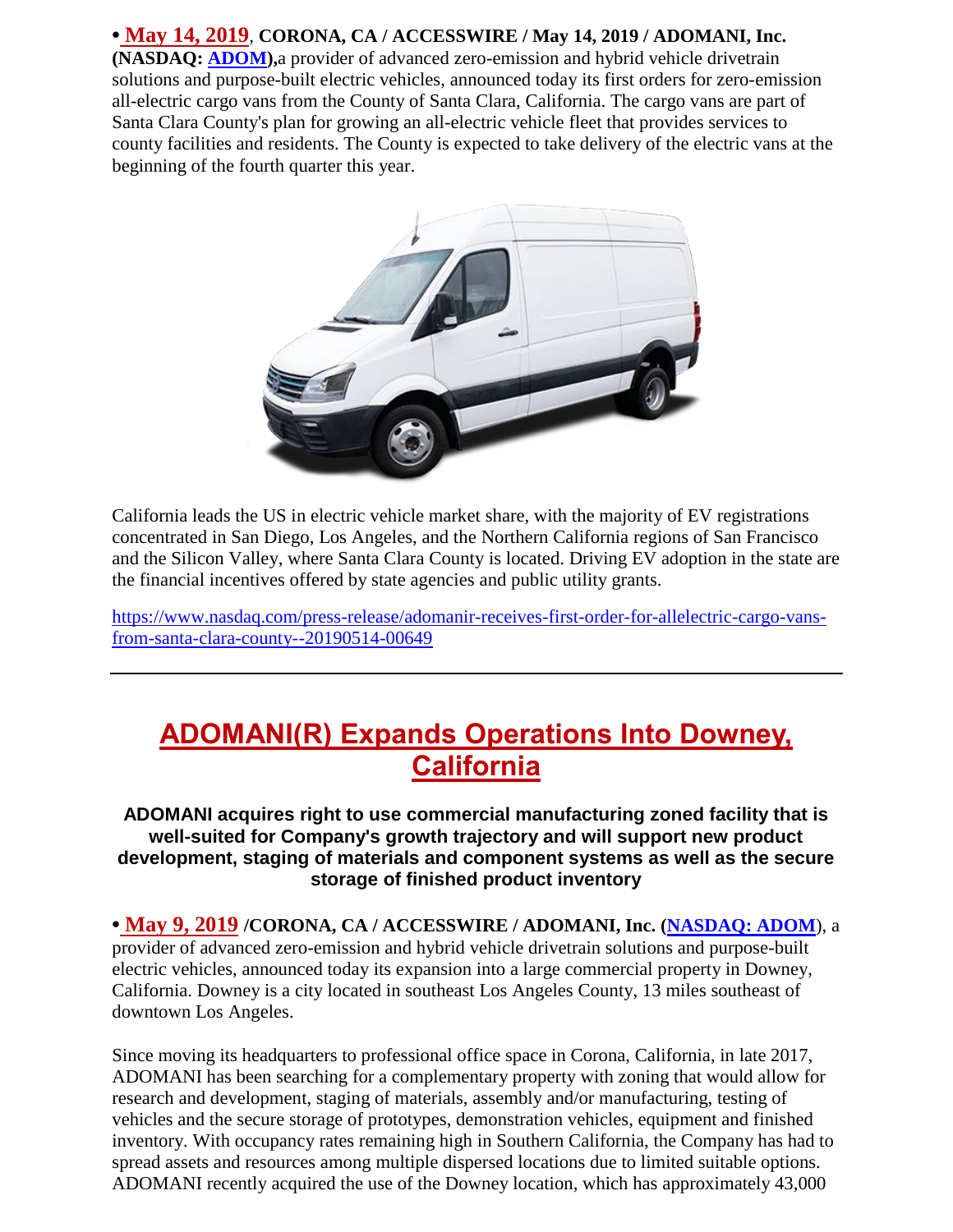**• May 14, 2019**, **CORONA, CA / ACCESSWIRE / May 14, 2019 / ADOMANI, Inc. (NASDAQ: ADOM),**a provider of advanced zero-emission and hybrid vehicle drivetrain solutions and purpose-built electric vehicles, announced today its first orders for zero-emission all-electric cargo vans from the County of Santa Clara, California. The cargo vans are part of Santa Clara County's plan for growing an all-electric vehicle fleet that provides services to county facilities and residents. The County is expected to take delivery of the electric vans at the beginning of the fourth quarter this year.

California leads the US in electric vehicle market share, with the majority of EV registrations concentrated in San Diego, Los Angeles, and the Northern California regions of San Francisco and the Silicon Valley, where Santa Clara County is located. Driving EV adoption in the state are the financial incentives offered by state agencies and public utility grants.

https://www.nasdaq.com/press-release/adomanir-receives-first-order-for-allelectric-cargo-vans-from-santa-clara-county--20190514-00649

---

## ADOMANI(R) Expands Operations Into Downey, California

**ADOMANI acquires right to use commercial manufacturing zoned facility that is well-suited for Company's growth trajectory and will support new product development, staging of materials and component systems as well as the secure storage of finished product inventory**

**• May 9, 2019 /CORONA, CA / ACCESSWIRE / ADOMANI, Inc.** (NASDAQ: ADOM), a provider of advanced zero-emission and hybrid vehicle drivetrain solutions and purpose-built electric vehicles, announced today its expansion into a large commercial property in Downey, California. Downey is a city located in southeast Los Angeles County, 13 miles southeast of downtown Los Angeles.

Since moving its headquarters to professional office space in Corona, California, in late 2017, ADOMANI has been searching for a complementary property with zoning that would allow for research and development, staging of materials, assembly and/or manufacturing, testing of vehicles and the secure storage of prototypes, demonstration vehicles, equipment and finished inventory. With occupancy rates remaining high in Southern California, the Company has had to spread assets and resources among multiple dispersed locations due to limited suitable options. ADOMANI recently acquired the use of the Downey location, which has approximately 43,000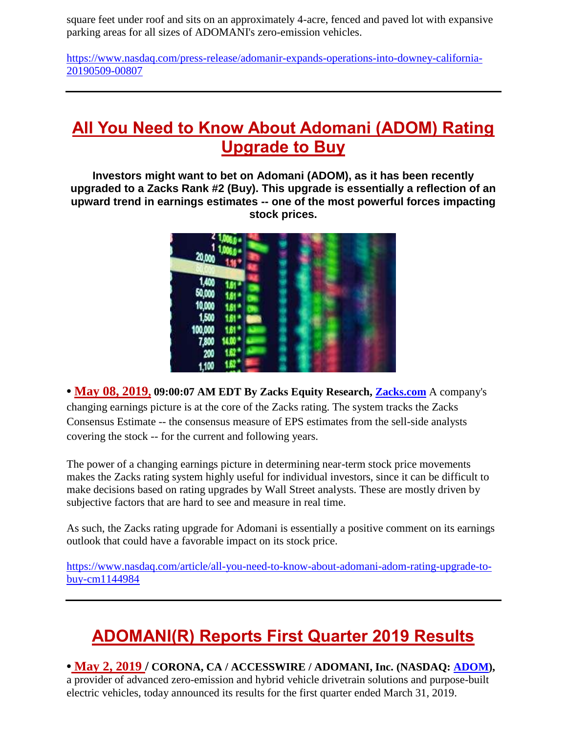square feet under roof and sits on an approximately 4-acre, fenced and paved lot with expansive parking areas for all sizes of ADOMANI's zero-emission vehicles.

https://www.nasdaq.com/press-release/adomanir-expands-operations-into-downey-california-20190509-00807

---

## All You Need to Know About Adomani (ADOM) Rating Upgrade to Buy

**Investors might want to bet on Adomani (ADOM), as it has been recently upgraded to a Zacks Rank #2 (Buy). This upgrade is essentially a reflection of an upward trend in earnings estimates -- one of the most powerful forces impacting stock prices.**

**• May 08, 2019, 09:00:07 AM EDT By Zacks Equity Research, Zacks.com** A company's changing earnings picture is at the core of the Zacks rating. The system tracks the Zacks Consensus Estimate -- the consensus measure of EPS estimates from the sell-side analysts covering the stock -- for the current and following years.

The power of a changing earnings picture in determining near-term stock price movements makes the Zacks rating system highly useful for individual investors, since it can be difficult to make decisions based on rating upgrades by Wall Street analysts. These are mostly driven by subjective factors that are hard to see and measure in real time.

As such, the Zacks rating upgrade for Adomani is essentially a positive comment on its earnings outlook that could have a favorable impact on its stock price.

https://www.nasdaq.com/article/all-you-need-to-know-about-adomani-adom-rating-upgrade-to-buy-cm1144984

---

## ADOMANI(R) Reports First Quarter 2019 Results

**• May 2, 2019 / CORONA, CA / ACCESSWIRE / ADOMANI, Inc. (NASDAQ: ADOM),** a provider of advanced zero-emission and hybrid vehicle drivetrain solutions and purpose-built electric vehicles, today announced its results for the first quarter ended March 31, 2019.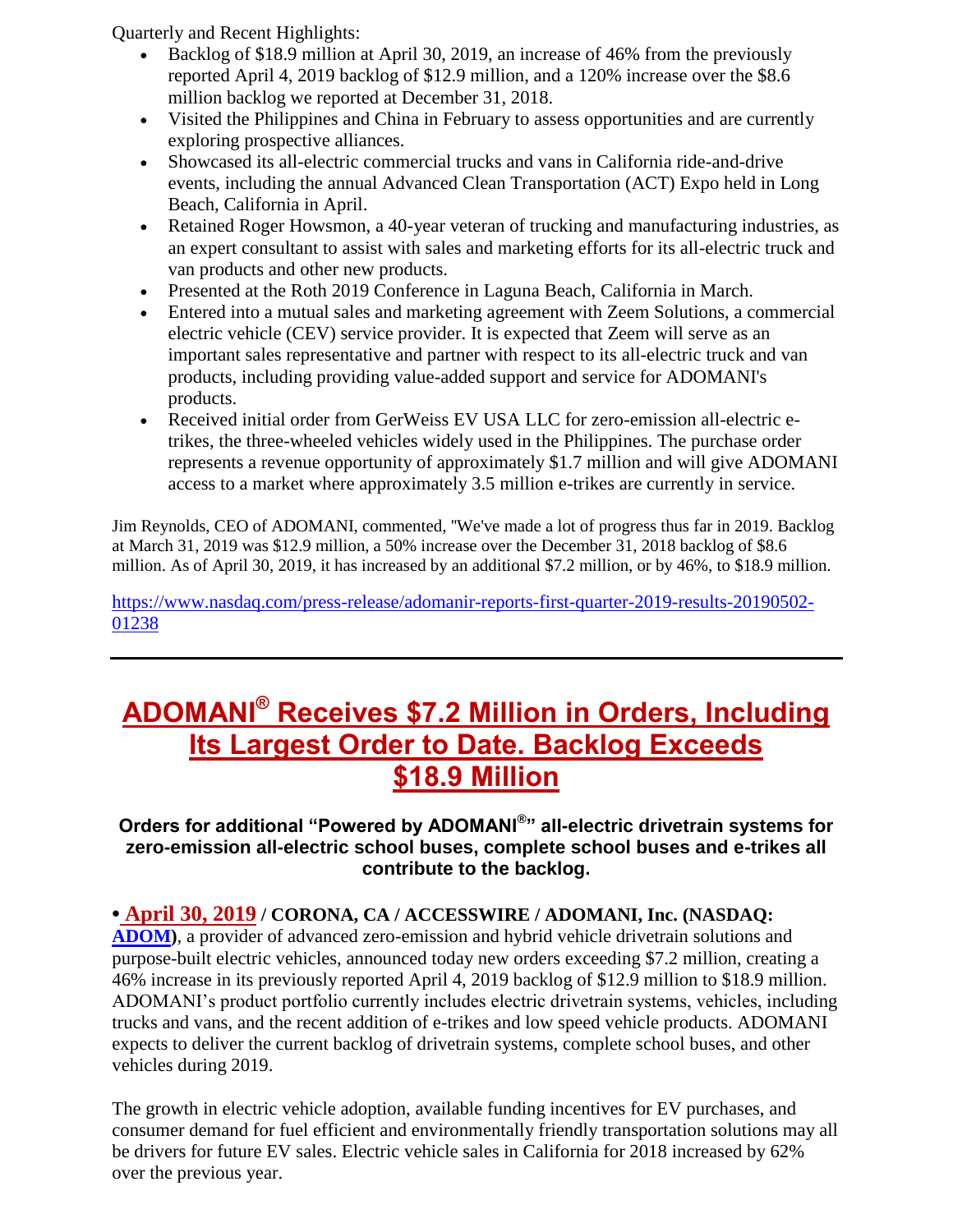Quarterly and Recent Highlights:

- Backlog of $18.9 million at April 30, 2019, an increase of 46% from the previously reported April 4, 2019 backlog of $12.9 million, and a 120% increase over the $8.6 million backlog we reported at December 31, 2018.
- Visited the Philippines and China in February to assess opportunities and are currently exploring prospective alliances.
- Showcased its all-electric commercial trucks and vans in California ride-and-drive events, including the annual Advanced Clean Transportation (ACT) Expo held in Long Beach, California in April.
- Retained Roger Howsmon, a 40-year veteran of trucking and manufacturing industries, as an expert consultant to assist with sales and marketing efforts for its all-electric truck and van products and other new products.
- Presented at the Roth 2019 Conference in Laguna Beach, California in March.
- Entered into a mutual sales and marketing agreement with Zeem Solutions, a commercial electric vehicle (CEV) service provider. It is expected that Zeem will serve as an important sales representative and partner with respect to its all-electric truck and van products, including providing value-added support and service for ADOMANI's products.
- Received initial order from GerWeiss EV USA LLC for zero-emission all-electric e-trikes, the three-wheeled vehicles widely used in the Philippines. The purchase order represents a revenue opportunity of approximately $1.7 million and will give ADOMANI access to a market where approximately 3.5 million e-trikes are currently in service.

Jim Reynolds, CEO of ADOMANI, commented, "We've made a lot of progress thus far in 2019. Backlog at March 31, 2019 was $12.9 million, a 50% increase over the December 31, 2018 backlog of $8.6 million. As of April 30, 2019, it has increased by an additional $7.2 million, or by 46%, to $18.9 million.

https://www.nasdaq.com/press-release/adomanir-reports-first-quarter-2019-results-20190502-01238

---

# ADOMANI® Receives $7.2 Million in Orders, Including Its Largest Order to Date. Backlog Exceeds $18.9 Million

**Orders for additional "Powered by ADOMANI®" all-electric drivetrain systems for zero-emission all-electric school buses, complete school buses and e-trikes all contribute to the backlog.**

**• April 30, 2019 / CORONA, CA / ACCESSWIRE / ADOMANI, Inc. (NASDAQ: ADOM)**, a provider of advanced zero-emission and hybrid vehicle drivetrain solutions and purpose-built electric vehicles, announced today new orders exceeding $7.2 million, creating a 46% increase in its previously reported April 4, 2019 backlog of $12.9 million to $18.9 million. ADOMANI's product portfolio currently includes electric drivetrain systems, vehicles, including trucks and vans, and the recent addition of e-trikes and low speed vehicle products. ADOMANI expects to deliver the current backlog of drivetrain systems, complete school buses, and other vehicles during 2019.

The growth in electric vehicle adoption, available funding incentives for EV purchases, and consumer demand for fuel efficient and environmentally friendly transportation solutions may all be drivers for future EV sales. Electric vehicle sales in California for 2018 increased by 62% over the previous year.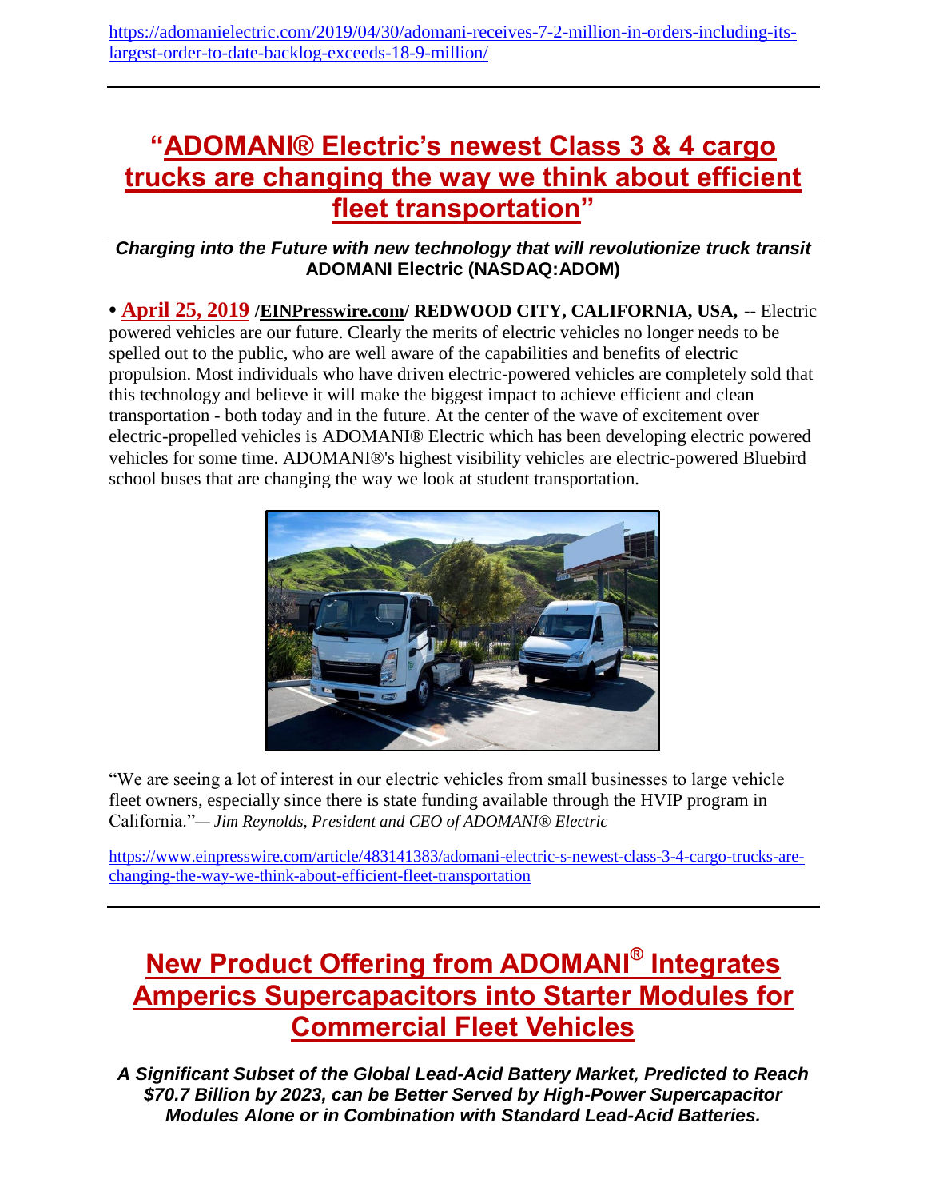https://adomanielectric.com/2019/04/30/adomani-receives-7-2-million-in-orders-including-its-largest-order-to-date-backlog-exceeds-18-9-million/

---

# "ADOMANI® Electric's newest Class 3 & 4 cargo trucks are changing the way we think about efficient fleet transportation"

***Charging into the Future with new technology that will revolutionize truck transit***
**ADOMANI Electric (NASDAQ:ADOM)**

• **April 25, 2019** **/EINPresswire.com/ REDWOOD CITY, CALIFORNIA, USA,** -- Electric powered vehicles are our future. Clearly the merits of electric vehicles no longer needs to be spelled out to the public, who are well aware of the capabilities and benefits of electric propulsion. Most individuals who have driven electric-powered vehicles are completely sold that this technology and believe it will make the biggest impact to achieve efficient and clean transportation - both today and in the future. At the center of the wave of excitement over electric-propelled vehicles is ADOMANI® Electric which has been developing electric powered vehicles for some time. ADOMANI®'s highest visibility vehicles are electric-powered Bluebird school buses that are changing the way we look at student transportation.

"We are seeing a lot of interest in our electric vehicles from small businesses to large vehicle fleet owners, especially since there is state funding available through the HVIP program in California."*— Jim Reynolds, President and CEO of ADOMANI® Electric*

https://www.einpresswire.com/article/483141383/adomani-electric-s-newest-class-3-4-cargo-trucks-are-changing-the-way-we-think-about-efficient-fleet-transportation

---

# New Product Offering from ADOMANI® Integrates Amperics Supercapacitors into Starter Modules for Commercial Fleet Vehicles

***A Significant Subset of the Global Lead-Acid Battery Market, Predicted to Reach $70.7 Billion by 2023, can be Better Served by High-Power Supercapacitor Modules Alone or in Combination with Standard Lead-Acid Batteries.***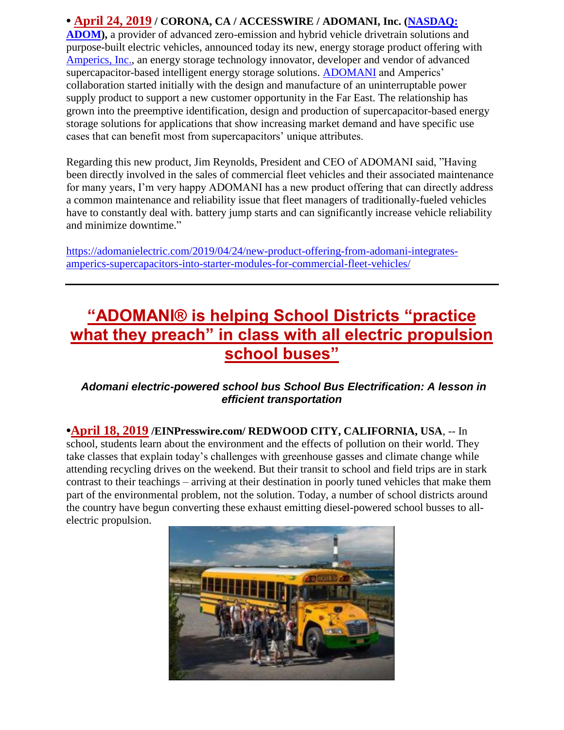• **April 24, 2019** / **CORONA, CA / ACCESSWIRE / ADOMANI, Inc. (NASDAQ: ADOM),** a provider of advanced zero-emission and hybrid vehicle drivetrain solutions and purpose-built electric vehicles, announced today its new, energy storage product offering with Amperics, Inc., an energy storage technology innovator, developer and vendor of advanced supercapacitor-based intelligent energy storage solutions. ADOMANI and Amperics' collaboration started initially with the design and manufacture of an uninterruptable power supply product to support a new customer opportunity in the Far East. The relationship has grown into the preemptive identification, design and production of supercapacitor-based energy storage solutions for applications that show increasing market demand and have specific use cases that can benefit most from supercapacitors' unique attributes.

Regarding this new product, Jim Reynolds, President and CEO of ADOMANI said, "Having been directly involved in the sales of commercial fleet vehicles and their associated maintenance for many years, I'm very happy ADOMANI has a new product offering that can directly address a common maintenance and reliability issue that fleet managers of traditionally-fueled vehicles have to constantly deal with. battery jump starts and can significantly increase vehicle reliability and minimize downtime."

https://adomanielectric.com/2019/04/24/new-product-offering-from-adomani-integrates-amperics-supercapacitors-into-starter-modules-for-commercial-fleet-vehicles/

---

## "ADOMANI® is helping School Districts "practice what they preach" in class with all electric propulsion school buses"

***Adomani electric-powered school bus School Bus Electrification: A lesson in efficient transportation***

•**April 18, 2019** **/EINPresswire.com/ REDWOOD CITY, CALIFORNIA, USA**, -- In school, students learn about the environment and the effects of pollution on their world. They take classes that explain today's challenges with greenhouse gasses and climate change while attending recycling drives on the weekend. But their transit to school and field trips are in stark contrast to their teachings – arriving at their destination in poorly tuned vehicles that make them part of the environmental problem, not the solution. Today, a number of school districts around the country have begun converting these exhaust emitting diesel-powered school busses to all-electric propulsion.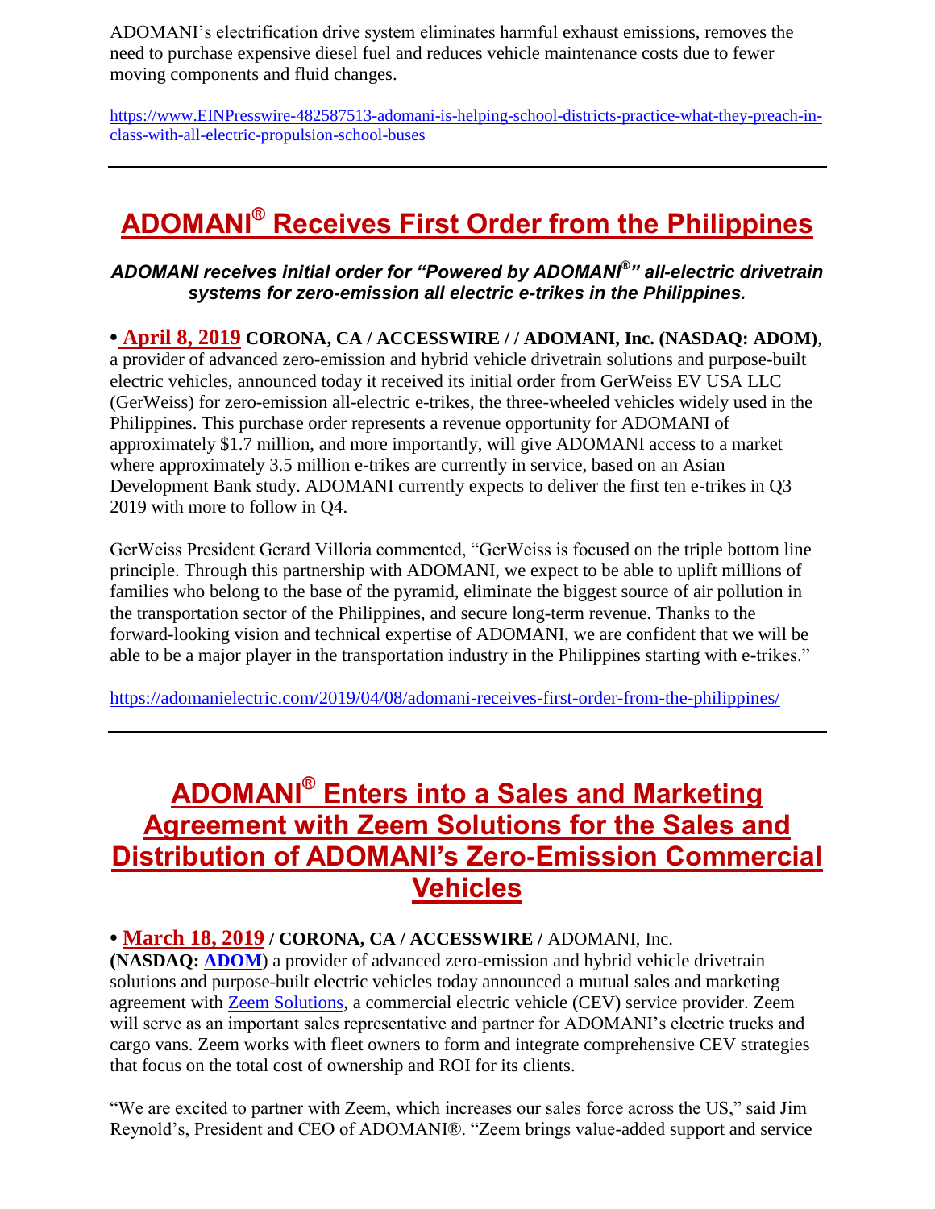ADOMANI's electrification drive system eliminates harmful exhaust emissions, removes the need to purchase expensive diesel fuel and reduces vehicle maintenance costs due to fewer moving components and fluid changes.

https://www.EINPresswire-482587513-adomani-is-helping-school-districts-practice-what-they-preach-in-class-with-all-electric-propulsion-school-buses

---

# ADOMANI® Receives First Order from the Philippines

***ADOMANI receives initial order for "Powered by ADOMANI®" all-electric drivetrain systems for zero-emission all electric e-trikes in the Philippines.***

**• April 8, 2019 CORONA, CA / ACCESSWIRE / / ADOMANI, Inc. (NASDAQ: ADOM)**, a provider of advanced zero-emission and hybrid vehicle drivetrain solutions and purpose-built electric vehicles, announced today it received its initial order from GerWeiss EV USA LLC (GerWeiss) for zero-emission all-electric e-trikes, the three-wheeled vehicles widely used in the Philippines. This purchase order represents a revenue opportunity for ADOMANI of approximately $1.7 million, and more importantly, will give ADOMANI access to a market where approximately 3.5 million e-trikes are currently in service, based on an Asian Development Bank study. ADOMANI currently expects to deliver the first ten e-trikes in Q3 2019 with more to follow in Q4.

GerWeiss President Gerard Villoria commented, "GerWeiss is focused on the triple bottom line principle. Through this partnership with ADOMANI, we expect to be able to uplift millions of families who belong to the base of the pyramid, eliminate the biggest source of air pollution in the transportation sector of the Philippines, and secure long-term revenue. Thanks to the forward-looking vision and technical expertise of ADOMANI, we are confident that we will be able to be a major player in the transportation industry in the Philippines starting with e-trikes."

https://adomanielectric.com/2019/04/08/adomani-receives-first-order-from-the-philippines/

---

# ADOMANI® Enters into a Sales and Marketing Agreement with Zeem Solutions for the Sales and Distribution of ADOMANI's Zero-Emission Commercial Vehicles

**• March 18, 2019 / CORONA, CA / ACCESSWIRE /** ADOMANI, Inc. **(NASDAQ: ADOM)** a provider of advanced zero-emission and hybrid vehicle drivetrain solutions and purpose-built electric vehicles today announced a mutual sales and marketing agreement with Zeem Solutions, a commercial electric vehicle (CEV) service provider. Zeem will serve as an important sales representative and partner for ADOMANI's electric trucks and cargo vans. Zeem works with fleet owners to form and integrate comprehensive CEV strategies that focus on the total cost of ownership and ROI for its clients.

"We are excited to partner with Zeem, which increases our sales force across the US," said Jim Reynold's, President and CEO of ADOMANI®. "Zeem brings value-added support and service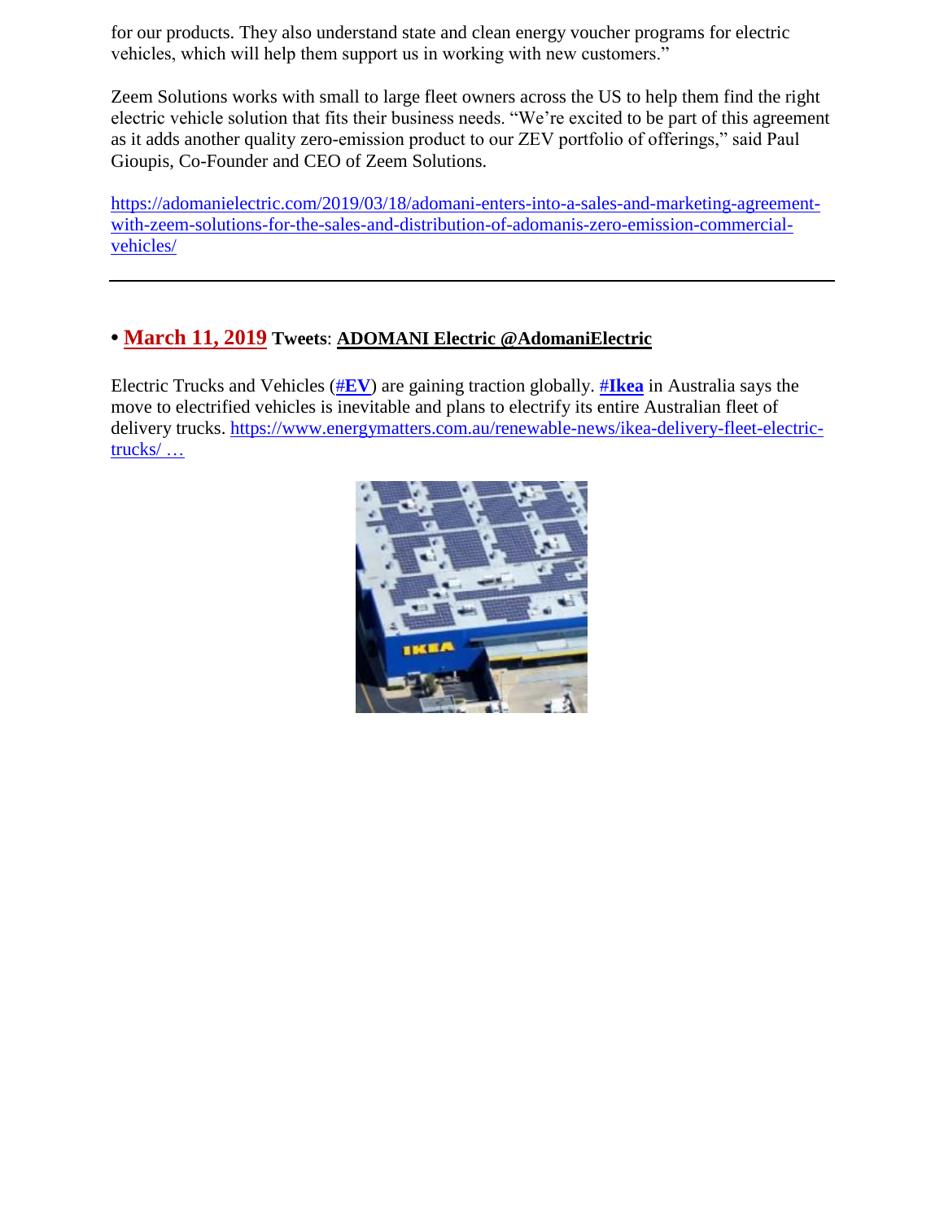for our products. They also understand state and clean energy voucher programs for electric vehicles, which will help them support us in working with new customers."

Zeem Solutions works with small to large fleet owners across the US to help them find the right electric vehicle solution that fits their business needs. "We're excited to be part of this agreement as it adds another quality zero-emission product to our ZEV portfolio of offerings," said Paul Gioupis, Co-Founder and CEO of Zeem Solutions.

https://adomanielectric.com/2019/03/18/adomani-enters-into-a-sales-and-marketing-agreement-with-zeem-solutions-for-the-sales-and-distribution-of-adomanis-zero-emission-commercial-vehicles/

---

• **March 11, 2019** **Tweets**: **ADOMANI Electric @AdomaniElectric**

Electric Trucks and Vehicles (**#EV**) are gaining traction globally. **#Ikea** in Australia says the move to electrified vehicles is inevitable and plans to electrify its entire Australian fleet of delivery trucks. https://www.energymatters.com.au/renewable-news/ikea-delivery-fleet-electric-trucks/ …